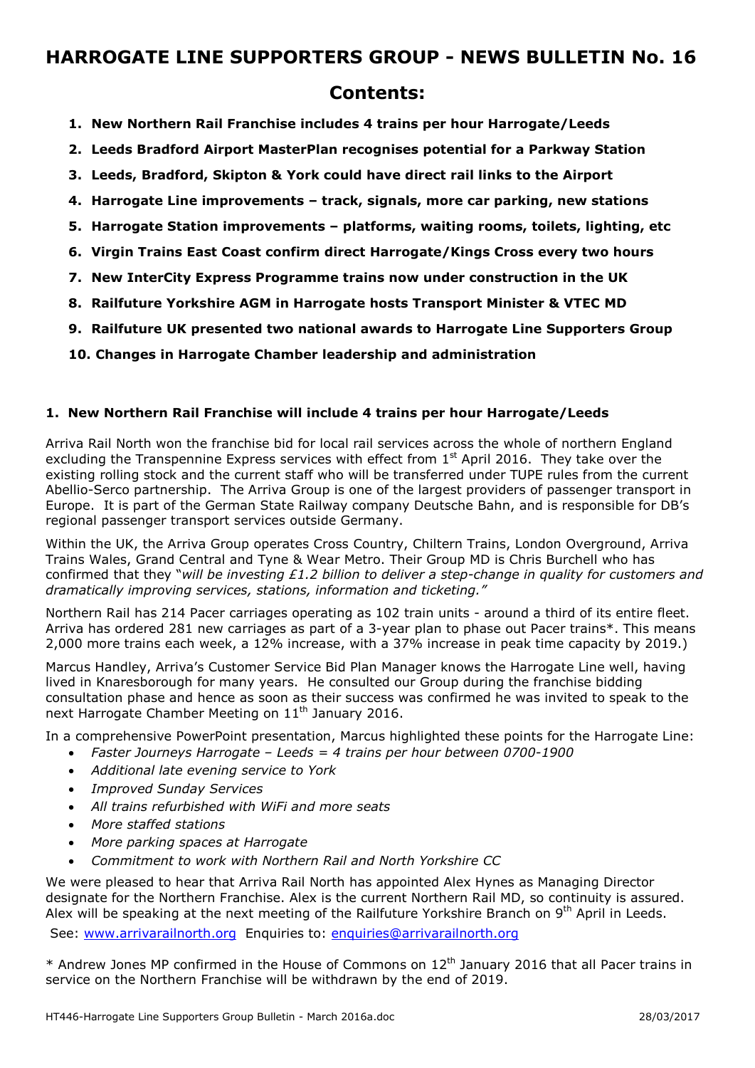# HARROGATE LINE SUPPORTERS GROUP - NEWS BULLETIN No. 16

## Contents:

1. **New Northern Rail Franchise includes 4 trains per hour Harrogate/Leeds**
2. **Leeds Bradford Airport MasterPlan recognises potential for a Parkway Station**
3. **Leeds, Bradford, Skipton & York could have direct rail links to the Airport**
4. **Harrogate Line improvements – track, signals, more car parking, new stations**
5. **Harrogate Station improvements – platforms, waiting rooms, toilets, lighting, etc**
6. **Virgin Trains East Coast confirm direct Harrogate/Kings Cross every two hours**
7. **New InterCity Express Programme trains now under construction in the UK**
8. **Railfuture Yorkshire AGM in Harrogate hosts Transport Minister & VTEC MD**
9. **Railfuture UK presented two national awards to Harrogate Line Supporters Group**
10. **Changes in Harrogate Chamber leadership and administration**

### 1. New Northern Rail Franchise will include 4 trains per hour Harrogate/Leeds

Arriva Rail North won the franchise bid for local rail services across the whole of northern England excluding the Transpennine Express services with effect from 1st April 2016. They take over the existing rolling stock and the current staff who will be transferred under TUPE rules from the current Abellio-Serco partnership. The Arriva Group is one of the largest providers of passenger transport in Europe. It is part of the German State Railway company Deutsche Bahn, and is responsible for DB's regional passenger transport services outside Germany.

Within the UK, the Arriva Group operates Cross Country, Chiltern Trains, London Overground, Arriva Trains Wales, Grand Central and Tyne & Wear Metro. Their Group MD is Chris Burchell who has confirmed that they "*will be investing £1.2 billion to deliver a step-change in quality for customers and dramatically improving services, stations, information and ticketing."*

Northern Rail has 214 Pacer carriages operating as 102 train units - around a third of its entire fleet. Arriva has ordered 281 new carriages as part of a 3-year plan to phase out Pacer trains*. This means 2,000 more trains each week, a 12% increase, with a 37% increase in peak time capacity by 2019.)

Marcus Handley, Arriva's Customer Service Bid Plan Manager knows the Harrogate Line well, having lived in Knaresborough for many years. He consulted our Group during the franchise bidding consultation phase and hence as soon as their success was confirmed he was invited to speak to the next Harrogate Chamber Meeting on 11th January 2016.

In a comprehensive PowerPoint presentation, Marcus highlighted these points for the Harrogate Line:

- *Faster Journeys Harrogate – Leeds = 4 trains per hour between 0700-1900*
- *Additional late evening service to York*
- *Improved Sunday Services*
- *All trains refurbished with WiFi and more seats*
- *More staffed stations*
- *More parking spaces at Harrogate*
- *Commitment to work with Northern Rail and North Yorkshire CC*

We were pleased to hear that Arriva Rail North has appointed Alex Hynes as Managing Director designate for the Northern Franchise. Alex is the current Northern Rail MD, so continuity is assured. Alex will be speaking at the next meeting of the Railfuture Yorkshire Branch on 9th April in Leeds.

See: www.arrivarailnorth.org Enquiries to: enquiries@arrivarailnorth.org

* Andrew Jones MP confirmed in the House of Commons on 12th January 2016 that all Pacer trains in service on the Northern Franchise will be withdrawn by the end of 2019.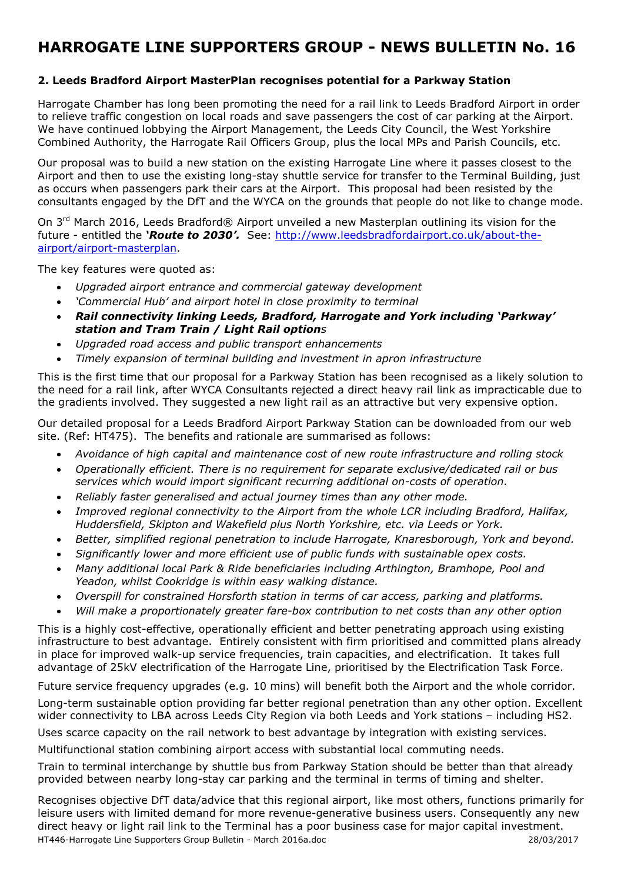# HARROGATE LINE SUPPORTERS GROUP - NEWS BULLETIN No. 16

### 2. Leeds Bradford Airport MasterPlan recognises potential for a Parkway Station

Harrogate Chamber has long been promoting the need for a rail link to Leeds Bradford Airport in order to relieve traffic congestion on local roads and save passengers the cost of car parking at the Airport. We have continued lobbying the Airport Management, the Leeds City Council, the West Yorkshire Combined Authority, the Harrogate Rail Officers Group, plus the local MPs and Parish Councils, etc.

Our proposal was to build a new station on the existing Harrogate Line where it passes closest to the Airport and then to use the existing long-stay shuttle service for transfer to the Terminal Building, just as occurs when passengers park their cars at the Airport. This proposal had been resisted by the consultants engaged by the DfT and the WYCA on the grounds that people do not like to change mode.

On 3rd March 2016, Leeds Bradford® Airport unveiled a new Masterplan outlining its vision for the future - entitled the ***'Route to 2030'.*** See: http://www.leedsbradfordairport.co.uk/about-the-airport/airport-masterplan.

The key features were quoted as:

- *Upgraded airport entrance and commercial gateway development*
- *'Commercial Hub' and airport hotel in close proximity to terminal*
- ***Rail connectivity linking Leeds, Bradford, Harrogate and York including 'Parkway' station and Tram Train / Light Rail option****s*
- *Upgraded road access and public transport enhancements*
- *Timely expansion of terminal building and investment in apron infrastructure*

This is the first time that our proposal for a Parkway Station has been recognised as a likely solution to the need for a rail link, after WYCA Consultants rejected a direct heavy rail link as impracticable due to the gradients involved. They suggested a new light rail as an attractive but very expensive option.

Our detailed proposal for a Leeds Bradford Airport Parkway Station can be downloaded from our web site. (Ref: HT475). The benefits and rationale are summarised as follows:

- *Avoidance of high capital and maintenance cost of new route infrastructure and rolling stock*
- *Operationally efficient. There is no requirement for separate exclusive/dedicated rail or bus services which would import significant recurring additional on-costs of operation.*
- *Reliably faster generalised and actual journey times than any other mode.*
- *Improved regional connectivity to the Airport from the whole LCR including Bradford, Halifax, Huddersfield, Skipton and Wakefield plus North Yorkshire, etc. via Leeds or York.*
- *Better, simplified regional penetration to include Harrogate, Knaresborough, York and beyond.*
- *Significantly lower and more efficient use of public funds with sustainable opex costs.*
- *Many additional local Park & Ride beneficiaries including Arthington, Bramhope, Pool and Yeadon, whilst Cookridge is within easy walking distance.*
- *Overspill for constrained Horsforth station in terms of car access, parking and platforms.*
- *Will make a proportionately greater fare-box contribution to net costs than any other option*

This is a highly cost-effective, operationally efficient and better penetrating approach using existing infrastructure to best advantage. Entirely consistent with firm prioritised and committed plans already in place for improved walk-up service frequencies, train capacities, and electrification. It takes full advantage of 25kV electrification of the Harrogate Line, prioritised by the Electrification Task Force.

Future service frequency upgrades (e.g. 10 mins) will benefit both the Airport and the whole corridor.

Long-term sustainable option providing far better regional penetration than any other option. Excellent wider connectivity to LBA across Leeds City Region via both Leeds and York stations – including HS2.

Uses scarce capacity on the rail network to best advantage by integration with existing services.

Multifunctional station combining airport access with substantial local commuting needs.

Train to terminal interchange by shuttle bus from Parkway Station should be better than that already provided between nearby long-stay car parking and the terminal in terms of timing and shelter.

Recognises objective DfT data/advice that this regional airport, like most others, functions primarily for leisure users with limited demand for more revenue-generative business users. Consequently any new direct heavy or light rail link to the Terminal has a poor business case for major capital investment.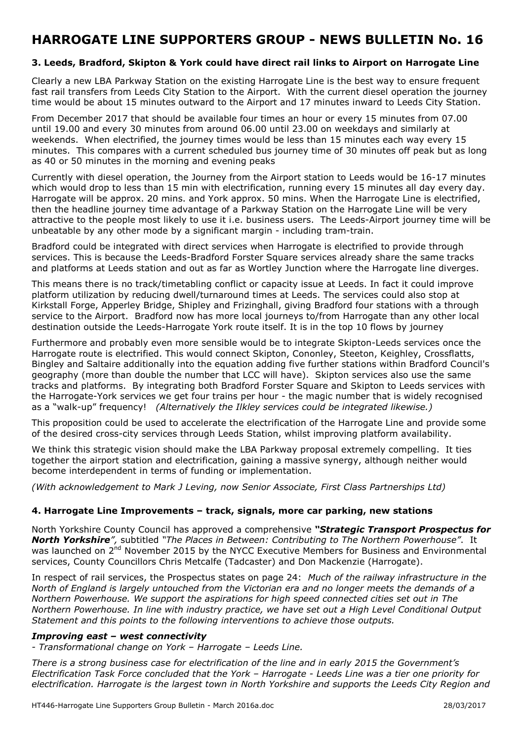# HARROGATE LINE SUPPORTERS GROUP - NEWS BULLETIN No. 16

### 3. Leeds, Bradford, Skipton & York could have direct rail links to Airport on Harrogate Line

Clearly a new LBA Parkway Station on the existing Harrogate Line is the best way to ensure frequent fast rail transfers from Leeds City Station to the Airport. With the current diesel operation the journey time would be about 15 minutes outward to the Airport and 17 minutes inward to Leeds City Station.

From December 2017 that should be available four times an hour or every 15 minutes from 07.00 until 19.00 and every 30 minutes from around 06.00 until 23.00 on weekdays and similarly at weekends. When electrified, the journey times would be less than 15 minutes each way every 15 minutes. This compares with a current scheduled bus journey time of 30 minutes off peak but as long as 40 or 50 minutes in the morning and evening peaks

Currently with diesel operation, the Journey from the Airport station to Leeds would be 16-17 minutes which would drop to less than 15 min with electrification, running every 15 minutes all day every day. Harrogate will be approx. 20 mins. and York approx. 50 mins. When the Harrogate Line is electrified, then the headline journey time advantage of a Parkway Station on the Harrogate Line will be very attractive to the people most likely to use it i.e. business users. The Leeds-Airport journey time will be unbeatable by any other mode by a significant margin - including tram-train.

Bradford could be integrated with direct services when Harrogate is electrified to provide through services. This is because the Leeds-Bradford Forster Square services already share the same tracks and platforms at Leeds station and out as far as Wortley Junction where the Harrogate line diverges.

This means there is no track/timetabling conflict or capacity issue at Leeds. In fact it could improve platform utilization by reducing dwell/turnaround times at Leeds. The services could also stop at Kirkstall Forge, Apperley Bridge, Shipley and Frizinghall, giving Bradford four stations with a through service to the Airport. Bradford now has more local journeys to/from Harrogate than any other local destination outside the Leeds-Harrogate York route itself. It is in the top 10 flows by journey

Furthermore and probably even more sensible would be to integrate Skipton-Leeds services once the Harrogate route is electrified. This would connect Skipton, Cononley, Steeton, Keighley, Crossflatts, Bingley and Saltaire additionally into the equation adding five further stations within Bradford Council's geography (more than double the number that LCC will have). Skipton services also use the same tracks and platforms. By integrating both Bradford Forster Square and Skipton to Leeds services with the Harrogate-York services we get four trains per hour - the magic number that is widely recognised as a "walk-up" frequency! *(Alternatively the Ilkley services could be integrated likewise.)*

This proposition could be used to accelerate the electrification of the Harrogate Line and provide some of the desired cross-city services through Leeds Station, whilst improving platform availability.

We think this strategic vision should make the LBA Parkway proposal extremely compelling. It ties together the airport station and electrification, gaining a massive synergy, although neither would become interdependent in terms of funding or implementation.

*(With acknowledgement to Mark J Leving, now Senior Associate, First Class Partnerships Ltd)*

### 4. Harrogate Line Improvements – track, signals, more car parking, new stations

North Yorkshire County Council has approved a comprehensive ***"Strategic Transport Prospectus for North Yorkshire"***, subtitled *"The Places in Between: Contributing to The Northern Powerhouse"*. It was launched on 2nd November 2015 by the NYCC Executive Members for Business and Environmental services, County Councillors Chris Metcalfe (Tadcaster) and Don Mackenzie (Harrogate).

In respect of rail services, the Prospectus states on page 24: *Much of the railway infrastructure in the North of England is largely untouched from the Victorian era and no longer meets the demands of a Northern Powerhouse. We support the aspirations for high speed connected cities set out in The Northern Powerhouse. In line with industry practice, we have set out a High Level Conditional Output Statement and this points to the following interventions to achieve those outputs.*

***Improving east – west connectivity***

*- Transformational change on York – Harrogate – Leeds Line.*

*There is a strong business case for electrification of the line and in early 2015 the Government's Electrification Task Force concluded that the York – Harrogate - Leeds Line was a tier one priority for electrification. Harrogate is the largest town in North Yorkshire and supports the Leeds City Region and*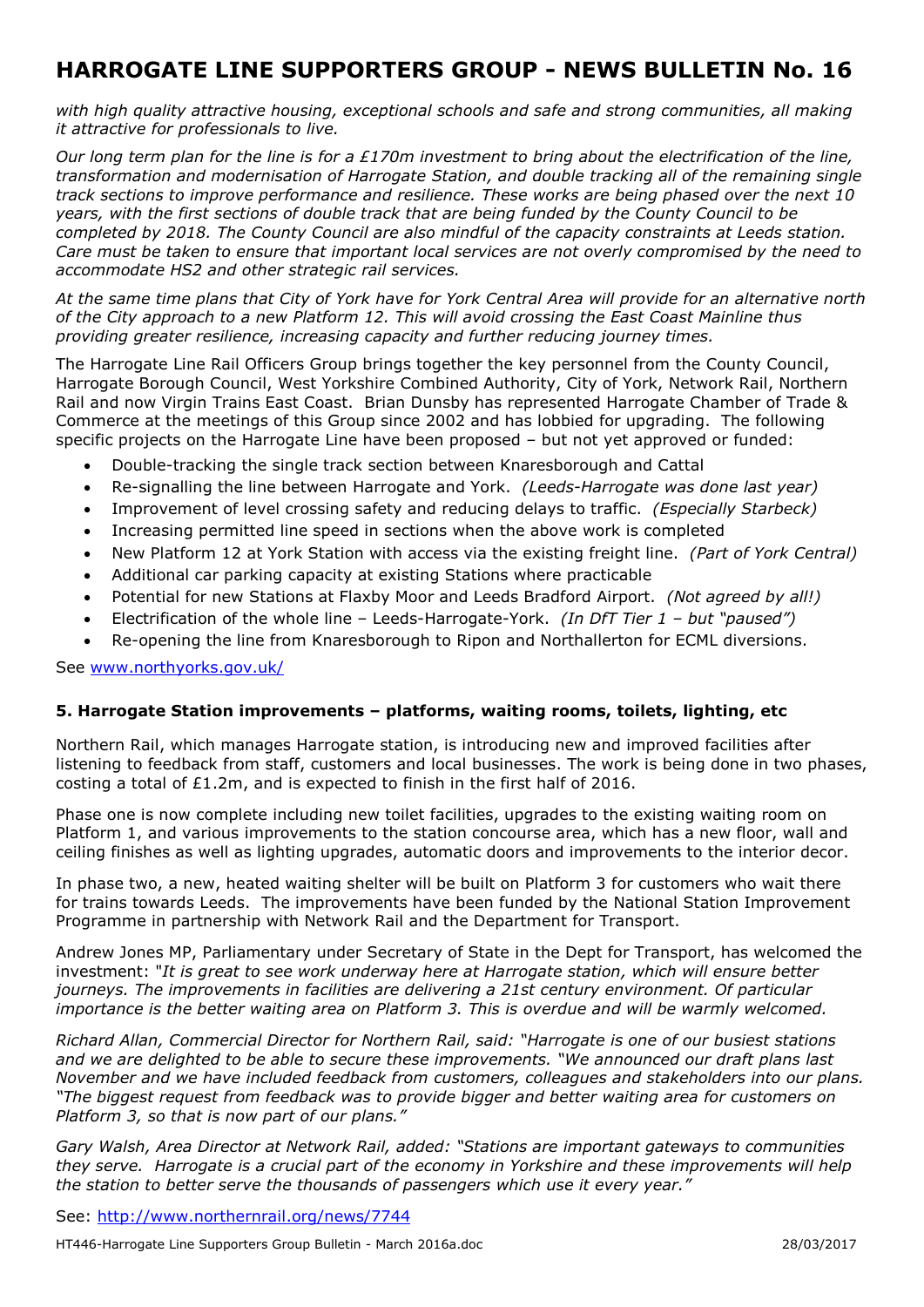*with high quality attractive housing, exceptional schools and safe and strong communities, all making it attractive for professionals to live.*

*Our long term plan for the line is for a £170m investment to bring about the electrification of the line, transformation and modernisation of Harrogate Station, and double tracking all of the remaining single track sections to improve performance and resilience. These works are being phased over the next 10 years, with the first sections of double track that are being funded by the County Council to be completed by 2018. The County Council are also mindful of the capacity constraints at Leeds station. Care must be taken to ensure that important local services are not overly compromised by the need to accommodate HS2 and other strategic rail services.*

*At the same time plans that City of York have for York Central Area will provide for an alternative north of the City approach to a new Platform 12. This will avoid crossing the East Coast Mainline thus providing greater resilience, increasing capacity and further reducing journey times.*

The Harrogate Line Rail Officers Group brings together the key personnel from the County Council, Harrogate Borough Council, West Yorkshire Combined Authority, City of York, Network Rail, Northern Rail and now Virgin Trains East Coast. Brian Dunsby has represented Harrogate Chamber of Trade & Commerce at the meetings of this Group since 2002 and has lobbied for upgrading. The following specific projects on the Harrogate Line have been proposed – but not yet approved or funded:

- Double-tracking the single track section between Knaresborough and Cattal
- Re-signalling the line between Harrogate and York. *(Leeds-Harrogate was done last year)*
- Improvement of level crossing safety and reducing delays to traffic. *(Especially Starbeck)*
- Increasing permitted line speed in sections when the above work is completed
- New Platform 12 at York Station with access via the existing freight line. *(Part of York Central)*
- Additional car parking capacity at existing Stations where practicable
- Potential for new Stations at Flaxby Moor and Leeds Bradford Airport. *(Not agreed by all!)*
- Electrification of the whole line – Leeds-Harrogate-York. *(In DfT Tier 1 – but "paused")*
- Re-opening the line from Knaresborough to Ripon and Northallerton for ECML diversions.

See www.northyorks.gov.uk/

### 5. Harrogate Station improvements – platforms, waiting rooms, toilets, lighting, etc

Northern Rail, which manages Harrogate station, is introducing new and improved facilities after listening to feedback from staff, customers and local businesses. The work is being done in two phases, costing a total of £1.2m, and is expected to finish in the first half of 2016.

Phase one is now complete including new toilet facilities, upgrades to the existing waiting room on Platform 1, and various improvements to the station concourse area, which has a new floor, wall and ceiling finishes as well as lighting upgrades, automatic doors and improvements to the interior decor.

In phase two, a new, heated waiting shelter will be built on Platform 3 for customers who wait there for trains towards Leeds. The improvements have been funded by the National Station Improvement Programme in partnership with Network Rail and the Department for Transport.

Andrew Jones MP, Parliamentary under Secretary of State in the Dept for Transport, has welcomed the investment: "*It is great to see work underway here at Harrogate station, which will ensure better journeys. The improvements in facilities are delivering a 21st century environment. Of particular importance is the better waiting area on Platform 3. This is overdue and will be warmly welcomed.*

*Richard Allan, Commercial Director for Northern Rail, said: "Harrogate is one of our busiest stations and we are delighted to be able to secure these improvements. "We announced our draft plans last November and we have included feedback from customers, colleagues and stakeholders into our plans. "The biggest request from feedback was to provide bigger and better waiting area for customers on Platform 3, so that is now part of our plans."*

*Gary Walsh, Area Director at Network Rail, added: "Stations are important gateways to communities they serve. Harrogate is a crucial part of the economy in Yorkshire and these improvements will help the station to better serve the thousands of passengers which use it every year."*

See: http://www.northernrail.org/news/7744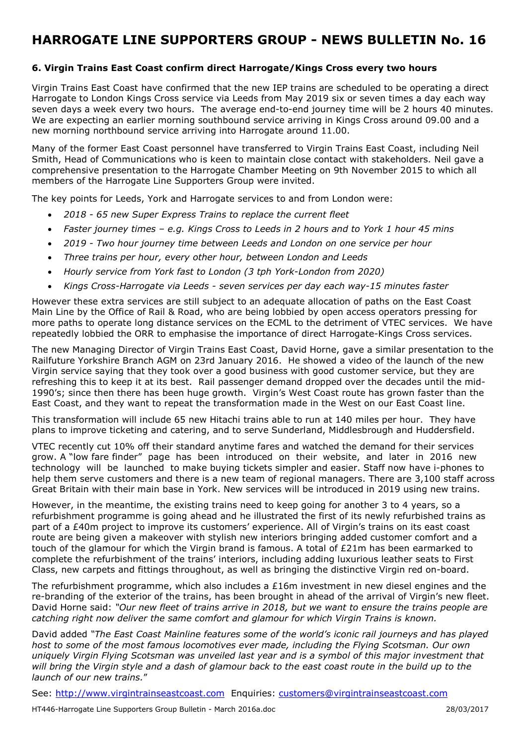# HARROGATE LINE SUPPORTERS GROUP - NEWS BULLETIN No. 16

### 6. Virgin Trains East Coast confirm direct Harrogate/Kings Cross every two hours

Virgin Trains East Coast have confirmed that the new IEP trains are scheduled to be operating a direct Harrogate to London Kings Cross service via Leeds from May 2019 six or seven times a day each way seven days a week every two hours. The average end-to-end journey time will be 2 hours 40 minutes. We are expecting an earlier morning southbound service arriving in Kings Cross around 09.00 and a new morning northbound service arriving into Harrogate around 11.00.

Many of the former East Coast personnel have transferred to Virgin Trains East Coast, including Neil Smith, Head of Communications who is keen to maintain close contact with stakeholders. Neil gave a comprehensive presentation to the Harrogate Chamber Meeting on 9th November 2015 to which all members of the Harrogate Line Supporters Group were invited.

The key points for Leeds, York and Harrogate services to and from London were:

- *2018 - 65 new Super Express Trains to replace the current fleet*
- *Faster journey times – e.g. Kings Cross to Leeds in 2 hours and to York 1 hour 45 mins*
- *2019 - Two hour journey time between Leeds and London on one service per hour*
- *Three trains per hour, every other hour, between London and Leeds*
- *Hourly service from York fast to London (3 tph York-London from 2020)*
- *Kings Cross-Harrogate via Leeds - seven services per day each way-15 minutes faster*

However these extra services are still subject to an adequate allocation of paths on the East Coast Main Line by the Office of Rail & Road, who are being lobbied by open access operators pressing for more paths to operate long distance services on the ECML to the detriment of VTEC services. We have repeatedly lobbied the ORR to emphasise the importance of direct Harrogate-Kings Cross services.

The new Managing Director of Virgin Trains East Coast, David Horne, gave a similar presentation to the Railfuture Yorkshire Branch AGM on 23rd January 2016. He showed a video of the launch of the new Virgin service saying that they took over a good business with good customer service, but they are refreshing this to keep it at its best. Rail passenger demand dropped over the decades until the mid-1990's; since then there has been huge growth. Virgin's West Coast route has grown faster than the East Coast, and they want to repeat the transformation made in the West on our East Coast line.

This transformation will include 65 new Hitachi trains able to run at 140 miles per hour. They have plans to improve ticketing and catering, and to serve Sunderland, Middlesbrough and Huddersfield.

VTEC recently cut 10% off their standard anytime fares and watched the demand for their services grow. A "low fare finder" page has been introduced on their website, and later in 2016 new technology will be launched to make buying tickets simpler and easier. Staff now have i-phones to help them serve customers and there is a new team of regional managers. There are 3,100 staff across Great Britain with their main base in York. New services will be introduced in 2019 using new trains.

However, in the meantime, the existing trains need to keep going for another 3 to 4 years, so a refurbishment programme is going ahead and he illustrated the first of its newly refurbished trains as part of a £40m project to improve its customers' experience. All of Virgin's trains on its east coast route are being given a makeover with stylish new interiors bringing added customer comfort and a touch of the glamour for which the Virgin brand is famous. A total of £21m has been earmarked to complete the refurbishment of the trains' interiors, including adding luxurious leather seats to First Class, new carpets and fittings throughout, as well as bringing the distinctive Virgin red on-board.

The refurbishment programme, which also includes a £16m investment in new diesel engines and the re-branding of the exterior of the trains, has been brought in ahead of the arrival of Virgin's new fleet. David Horne said: *"Our new fleet of trains arrive in 2018, but we want to ensure the trains people are catching right now deliver the same comfort and glamour for which Virgin Trains is known.*

David added *"The East Coast Mainline features some of the world's iconic rail journeys and has played host to some of the most famous locomotives ever made, including the Flying Scotsman. Our own uniquely Virgin Flying Scotsman was unveiled last year and is a symbol of this major investment that will bring the Virgin style and a dash of glamour back to the east coast route in the build up to the launch of our new trains."*

See: http://www.virgintrainseastcoast.com Enquiries: customers@virgintrainseastcoast.com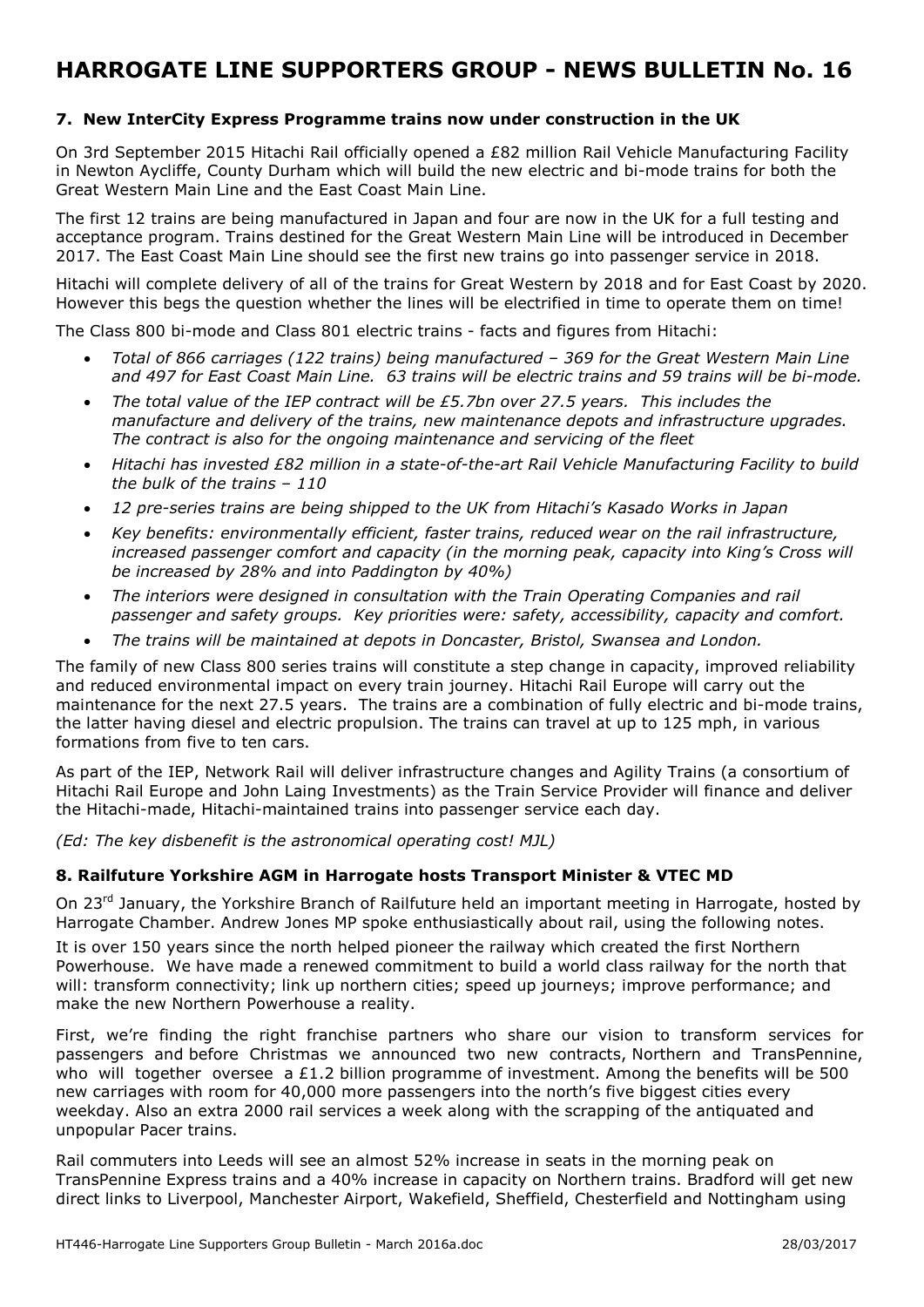## 7. New InterCity Express Programme trains now under construction in the UK

On 3rd September 2015 Hitachi Rail officially opened a £82 million Rail Vehicle Manufacturing Facility in Newton Aycliffe, County Durham which will build the new electric and bi-mode trains for both the Great Western Main Line and the East Coast Main Line.

The first 12 trains are being manufactured in Japan and four are now in the UK for a full testing and acceptance program. Trains destined for the Great Western Main Line will be introduced in December 2017. The East Coast Main Line should see the first new trains go into passenger service in 2018.

Hitachi will complete delivery of all of the trains for Great Western by 2018 and for East Coast by 2020. However this begs the question whether the lines will be electrified in time to operate them on time!

The Class 800 bi-mode and Class 801 electric trains - facts and figures from Hitachi:

- *Total of 866 carriages (122 trains) being manufactured – 369 for the Great Western Main Line and 497 for East Coast Main Line. 63 trains will be electric trains and 59 trains will be bi-mode.*
- *The total value of the IEP contract will be £5.7bn over 27.5 years. This includes the manufacture and delivery of the trains, new maintenance depots and infrastructure upgrades. The contract is also for the ongoing maintenance and servicing of the fleet*
- *Hitachi has invested £82 million in a state-of-the-art Rail Vehicle Manufacturing Facility to build the bulk of the trains – 110*
- *12 pre-series trains are being shipped to the UK from Hitachi's Kasado Works in Japan*
- *Key benefits: environmentally efficient, faster trains, reduced wear on the rail infrastructure, increased passenger comfort and capacity (in the morning peak, capacity into King's Cross will be increased by 28% and into Paddington by 40%)*
- *The interiors were designed in consultation with the Train Operating Companies and rail passenger and safety groups. Key priorities were: safety, accessibility, capacity and comfort.*
- *The trains will be maintained at depots in Doncaster, Bristol, Swansea and London.*

The family of new Class 800 series trains will constitute a step change in capacity, improved reliability and reduced environmental impact on every train journey. Hitachi Rail Europe will carry out the maintenance for the next 27.5 years. The trains are a combination of fully electric and bi-mode trains, the latter having diesel and electric propulsion. The trains can travel at up to 125 mph, in various formations from five to ten cars.

As part of the IEP, Network Rail will deliver infrastructure changes and Agility Trains (a consortium of Hitachi Rail Europe and John Laing Investments) as the Train Service Provider will finance and deliver the Hitachi-made, Hitachi-maintained trains into passenger service each day.

*(Ed: The key disbenefit is the astronomical operating cost! MJL)*

## 8. Railfuture Yorkshire AGM in Harrogate hosts Transport Minister & VTEC MD

On 23rd January, the Yorkshire Branch of Railfuture held an important meeting in Harrogate, hosted by Harrogate Chamber. Andrew Jones MP spoke enthusiastically about rail, using the following notes.

It is over 150 years since the north helped pioneer the railway which created the first Northern Powerhouse. We have made a renewed commitment to build a world class railway for the north that will: transform connectivity; link up northern cities; speed up journeys; improve performance; and make the new Northern Powerhouse a reality.

First, we're finding the right franchise partners who share our vision to transform services for passengers and before Christmas we announced two new contracts, Northern and TransPennine, who will together oversee a £1.2 billion programme of investment. Among the benefits will be 500 new carriages with room for 40,000 more passengers into the north's five biggest cities every weekday. Also an extra 2000 rail services a week along with the scrapping of the antiquated and unpopular Pacer trains.

Rail commuters into Leeds will see an almost 52% increase in seats in the morning peak on TransPennine Express trains and a 40% increase in capacity on Northern trains. Bradford will get new direct links to Liverpool, Manchester Airport, Wakefield, Sheffield, Chesterfield and Nottingham using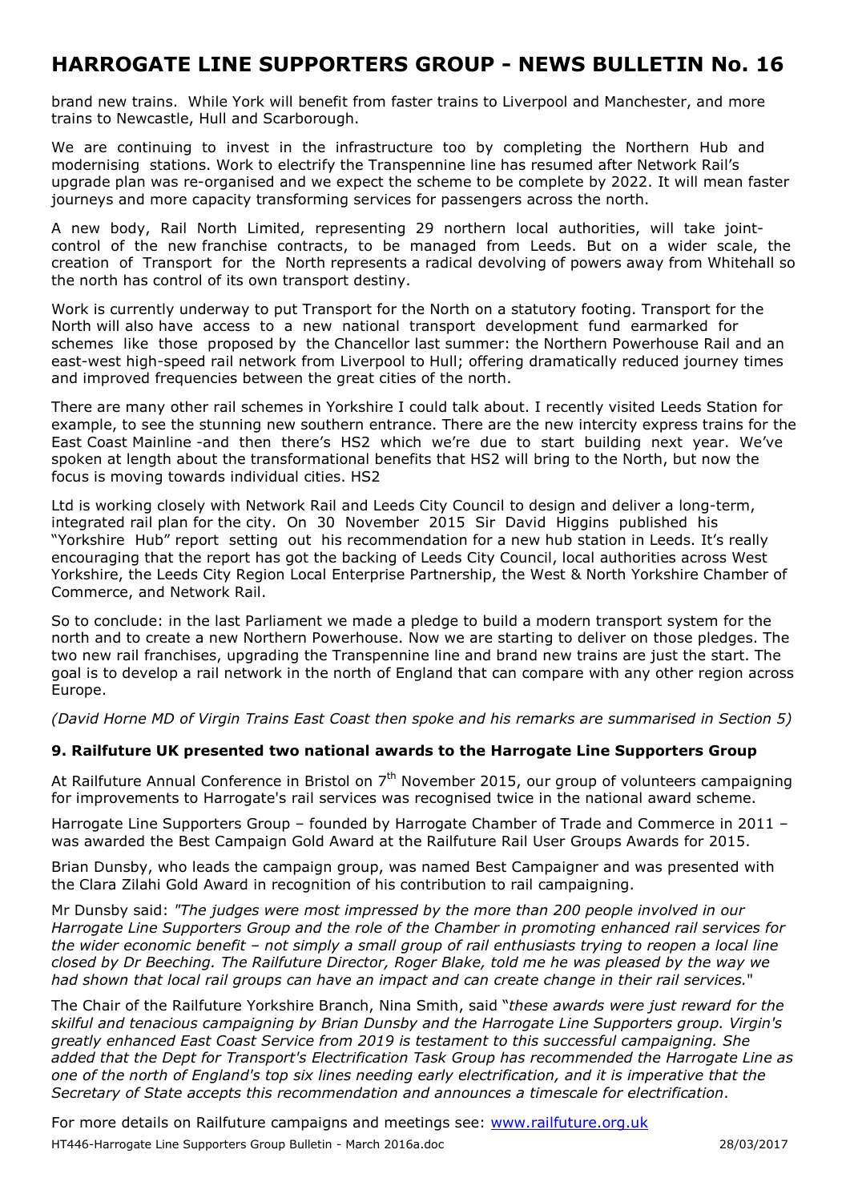brand new trains. While York will benefit from faster trains to Liverpool and Manchester, and more trains to Newcastle, Hull and Scarborough.

We are continuing to invest in the infrastructure too by completing the Northern Hub and modernising stations. Work to electrify the Transpennine line has resumed after Network Rail's upgrade plan was re-organised and we expect the scheme to be complete by 2022. It will mean faster journeys and more capacity transforming services for passengers across the north.

A new body, Rail North Limited, representing 29 northern local authorities, will take joint-control of the new franchise contracts, to be managed from Leeds. But on a wider scale, the creation of Transport for the North represents a radical devolving of powers away from Whitehall so the north has control of its own transport destiny.

Work is currently underway to put Transport for the North on a statutory footing. Transport for the North will also have access to a new national transport development fund earmarked for schemes like those proposed by the Chancellor last summer: the Northern Powerhouse Rail and an east-west high-speed rail network from Liverpool to Hull; offering dramatically reduced journey times and improved frequencies between the great cities of the north.

There are many other rail schemes in Yorkshire I could talk about. I recently visited Leeds Station for example, to see the stunning new southern entrance. There are the new intercity express trains for the East Coast Mainline -and then there's HS2 which we're due to start building next year. We've spoken at length about the transformational benefits that HS2 will bring to the North, but now the focus is moving towards individual cities. HS2

Ltd is working closely with Network Rail and Leeds City Council to design and deliver a long-term, integrated rail plan for the city. On 30 November 2015 Sir David Higgins published his "Yorkshire Hub" report setting out his recommendation for a new hub station in Leeds. It's really encouraging that the report has got the backing of Leeds City Council, local authorities across West Yorkshire, the Leeds City Region Local Enterprise Partnership, the West & North Yorkshire Chamber of Commerce, and Network Rail.

So to conclude: in the last Parliament we made a pledge to build a modern transport system for the north and to create a new Northern Powerhouse. Now we are starting to deliver on those pledges. The two new rail franchises, upgrading the Transpennine line and brand new trains are just the start. The goal is to develop a rail network in the north of England that can compare with any other region across Europe.

*(David Horne MD of Virgin Trains East Coast then spoke and his remarks are summarised in Section 5)*

### 9. Railfuture UK presented two national awards to the Harrogate Line Supporters Group

At Railfuture Annual Conference in Bristol on 7th November 2015, our group of volunteers campaigning for improvements to Harrogate's rail services was recognised twice in the national award scheme.

Harrogate Line Supporters Group – founded by Harrogate Chamber of Trade and Commerce in 2011 – was awarded the Best Campaign Gold Award at the Railfuture Rail User Groups Awards for 2015.

Brian Dunsby, who leads the campaign group, was named Best Campaigner and was presented with the Clara Zilahi Gold Award in recognition of his contribution to rail campaigning.

Mr Dunsby said: *"The judges were most impressed by the more than 200 people involved in our Harrogate Line Supporters Group and the role of the Chamber in promoting enhanced rail services for the wider economic benefit – not simply a small group of rail enthusiasts trying to reopen a local line closed by Dr Beeching. The Railfuture Director, Roger Blake, told me he was pleased by the way we had shown that local rail groups can have an impact and can create change in their rail services.*"

The Chair of the Railfuture Yorkshire Branch, Nina Smith, said "*these awards were just reward for the skilful and tenacious campaigning by Brian Dunsby and the Harrogate Line Supporters group. Virgin's greatly enhanced East Coast Service from 2019 is testament to this successful campaigning. She added that the Dept for Transport's Electrification Task Group has recommended the Harrogate Line as one of the north of England's top six lines needing early electrification, and it is imperative that the Secretary of State accepts this recommendation and announces a timescale for electrification*.

For more details on Railfuture campaigns and meetings see: www.railfuture.org.uk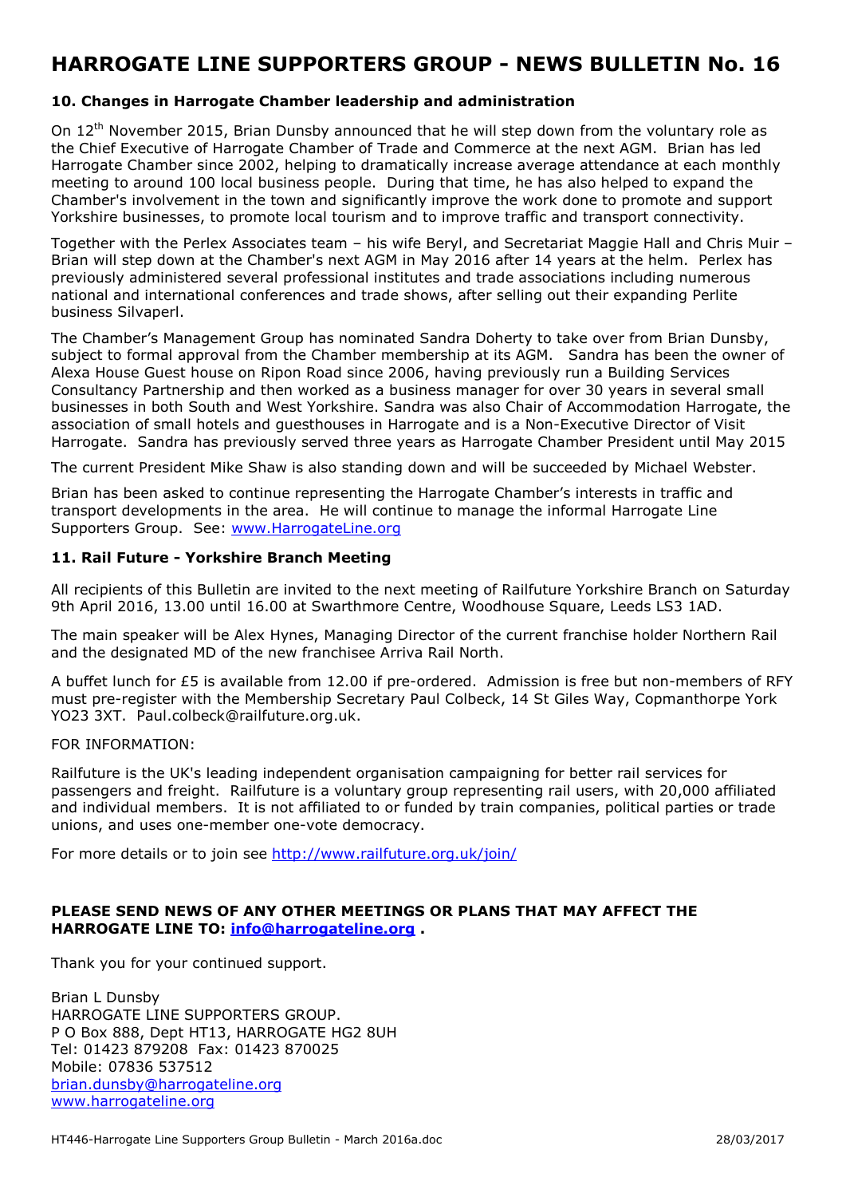# HARROGATE LINE SUPPORTERS GROUP - NEWS BULLETIN No. 16

### 10. Changes in Harrogate Chamber leadership and administration

On 12th November 2015, Brian Dunsby announced that he will step down from the voluntary role as the Chief Executive of Harrogate Chamber of Trade and Commerce at the next AGM. Brian has led Harrogate Chamber since 2002, helping to dramatically increase average attendance at each monthly meeting to around 100 local business people. During that time, he has also helped to expand the Chamber's involvement in the town and significantly improve the work done to promote and support Yorkshire businesses, to promote local tourism and to improve traffic and transport connectivity.

Together with the Perlex Associates team – his wife Beryl, and Secretariat Maggie Hall and Chris Muir – Brian will step down at the Chamber's next AGM in May 2016 after 14 years at the helm. Perlex has previously administered several professional institutes and trade associations including numerous national and international conferences and trade shows, after selling out their expanding Perlite business Silvaperl.

The Chamber's Management Group has nominated Sandra Doherty to take over from Brian Dunsby, subject to formal approval from the Chamber membership at its AGM. Sandra has been the owner of Alexa House Guest house on Ripon Road since 2006, having previously run a Building Services Consultancy Partnership and then worked as a business manager for over 30 years in several small businesses in both South and West Yorkshire. Sandra was also Chair of Accommodation Harrogate, the association of small hotels and guesthouses in Harrogate and is a Non-Executive Director of Visit Harrogate. Sandra has previously served three years as Harrogate Chamber President until May 2015

The current President Mike Shaw is also standing down and will be succeeded by Michael Webster.

Brian has been asked to continue representing the Harrogate Chamber's interests in traffic and transport developments in the area. He will continue to manage the informal Harrogate Line Supporters Group. See: www.HarrogateLine.org

### 11. Rail Future - Yorkshire Branch Meeting

All recipients of this Bulletin are invited to the next meeting of Railfuture Yorkshire Branch on Saturday 9th April 2016, 13.00 until 16.00 at Swarthmore Centre, Woodhouse Square, Leeds LS3 1AD.

The main speaker will be Alex Hynes, Managing Director of the current franchise holder Northern Rail and the designated MD of the new franchisee Arriva Rail North.

A buffet lunch for £5 is available from 12.00 if pre-ordered. Admission is free but non-members of RFY must pre-register with the Membership Secretary Paul Colbeck, 14 St Giles Way, Copmanthorpe York YO23 3XT. Paul.colbeck@railfuture.org.uk.

FOR INFORMATION:

Railfuture is the UK's leading independent organisation campaigning for better rail services for passengers and freight. Railfuture is a voluntary group representing rail users, with 20,000 affiliated and individual members. It is not affiliated to or funded by train companies, political parties or trade unions, and uses one-member one-vote democracy.

For more details or to join see http://www.railfuture.org.uk/join/

**PLEASE SEND NEWS OF ANY OTHER MEETINGS OR PLANS THAT MAY AFFECT THE HARROGATE LINE TO: info@harrogateline.org .**

Thank you for your continued support.

Brian L Dunsby
HARROGATE LINE SUPPORTERS GROUP.
P O Box 888, Dept HT13, HARROGATE HG2 8UH
Tel: 01423 879208 Fax: 01423 870025
Mobile: 07836 537512
brian.dunsby@harrogateline.org
www.harrogateline.org